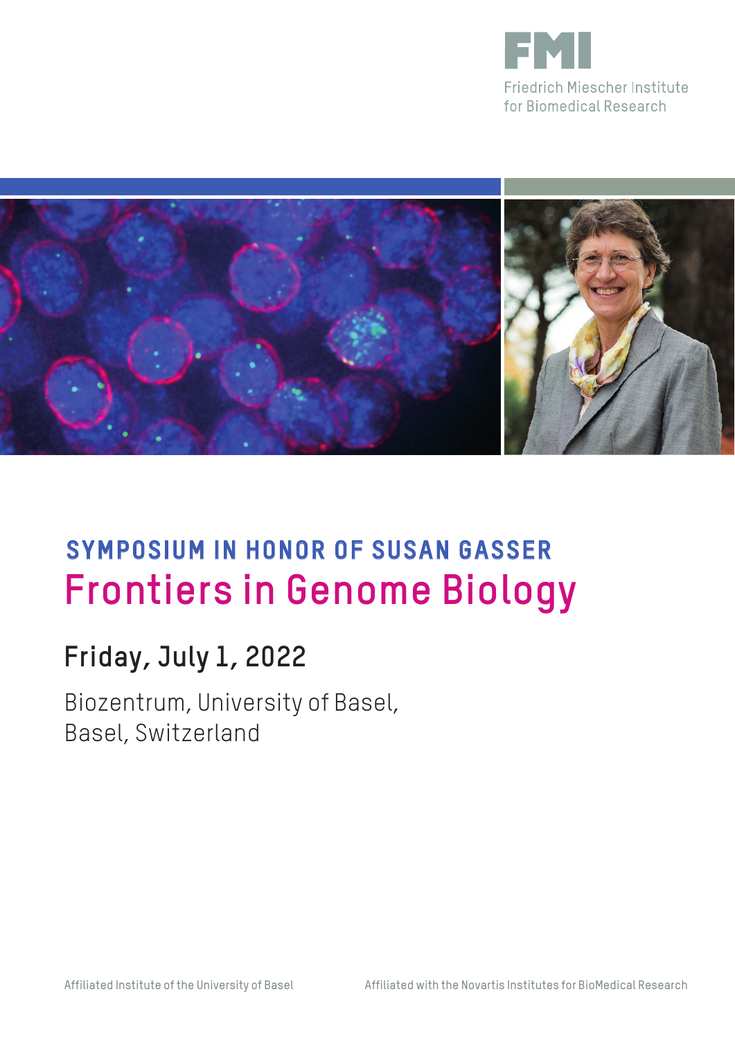FMI

Friedrich Miescher Institute for Biomedical Research

## SYMPOSIUM IN HONOR OF SUSAN GASSER

# Frontiers in Genome Biology

## Friday, July 1, 2022

Biozentrum, University of Basel,
Basel, Switzerland

Affiliated Institute of the University of Basel

Affiliated with the Novartis Institutes for BioMedical Research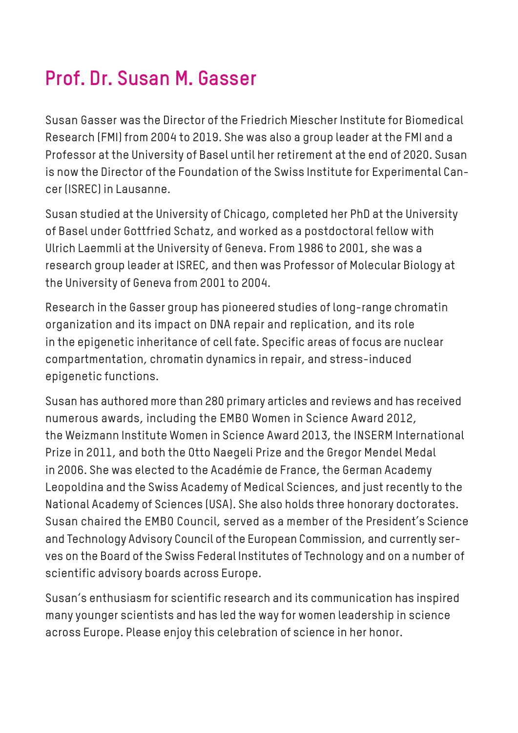# Prof. Dr. Susan M. Gasser

Susan Gasser was the Director of the Friedrich Miescher Institute for Biomedical Research (FMI) from 2004 to 2019. She was also a group leader at the FMI and a Professor at the University of Basel until her retirement at the end of 2020. Susan is now the Director of the Foundation of the Swiss Institute for Experimental Cancer (ISREC) in Lausanne.

Susan studied at the University of Chicago, completed her PhD at the University of Basel under Gottfried Schatz, and worked as a postdoctoral fellow with Ulrich Laemmli at the University of Geneva. From 1986 to 2001, she was a research group leader at ISREC, and then was Professor of Molecular Biology at the University of Geneva from 2001 to 2004.

Research in the Gasser group has pioneered studies of long-range chromatin organization and its impact on DNA repair and replication, and its role in the epigenetic inheritance of cell fate. Specific areas of focus are nuclear compartmentation, chromatin dynamics in repair, and stress-induced epigenetic functions.

Susan has authored more than 280 primary articles and reviews and has received numerous awards, including the EMBO Women in Science Award 2012, the Weizmann Institute Women in Science Award 2013, the INSERM International Prize in 2011, and both the Otto Naegeli Prize and the Gregor Mendel Medal in 2006. She was elected to the Académie de France, the German Academy Leopoldina and the Swiss Academy of Medical Sciences, and just recently to the National Academy of Sciences (USA). She also holds three honorary doctorates. Susan chaired the EMBO Council, served as a member of the President's Science and Technology Advisory Council of the European Commission, and currently serves on the Board of the Swiss Federal Institutes of Technology and on a number of scientific advisory boards across Europe.

Susan's enthusiasm for scientific research and its communication has inspired many younger scientists and has led the way for women leadership in science across Europe. Please enjoy this celebration of science in her honor.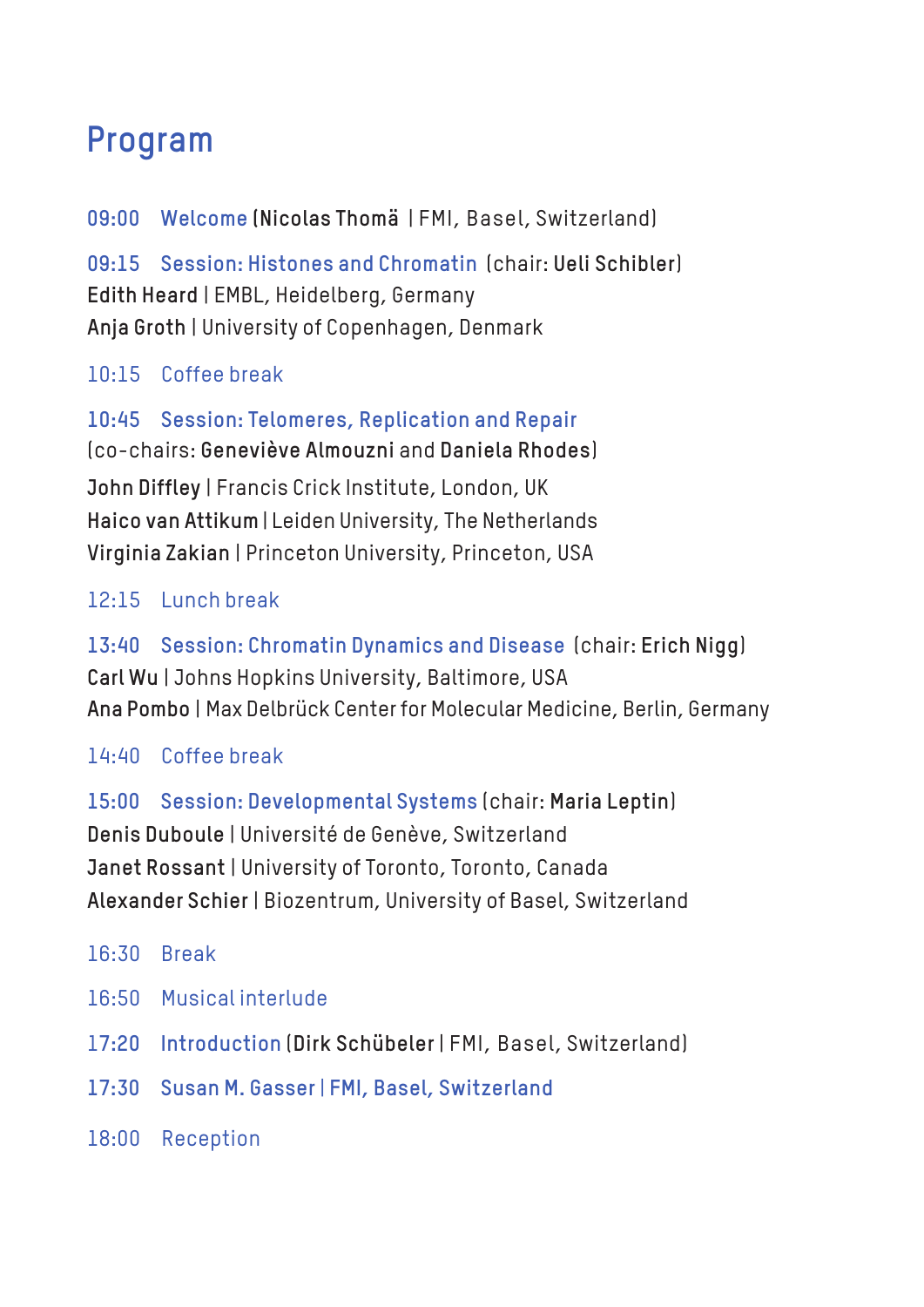# Program

**09:00 Welcome** (**Nicolas Thomä** | FMI, Basel, Switzerland)

**09:15 Session: Histones and Chromatin** (chair: **Ueli Schibler**)
**Edith Heard** | EMBL, Heidelberg, Germany
**Anja Groth** | University of Copenhagen, Denmark

10:15 Coffee break

**10:45 Session: Telomeres, Replication and Repair**
(co-chairs: **Geneviève Almouzni** and **Daniela Rhodes**)
**John Diffley** | Francis Crick Institute, London, UK
**Haico van Attikum** | Leiden University, The Netherlands
**Virginia Zakian** | Princeton University, Princeton, USA

12:15 Lunch break

**13:40 Session: Chromatin Dynamics and Disease** (chair: **Erich Nigg**)
**Carl Wu** | Johns Hopkins University, Baltimore, USA
**Ana Pombo** | Max Delbrück Center for Molecular Medicine, Berlin, Germany

14:40 Coffee break

**15:00 Session: Developmental Systems** (chair: **Maria Leptin**)
**Denis Duboule** | Université de Genève, Switzerland
**Janet Rossant** | University of Toronto, Toronto, Canada
**Alexander Schier** | Biozentrum, University of Basel, Switzerland

16:30 Break

16:50 Musical interlude

17:20 Introduction (**Dirk Schübeler** | FMI, Basel, Switzerland)

**17:30 Susan M. Gasser | FMI, Basel, Switzerland**

18:00 Reception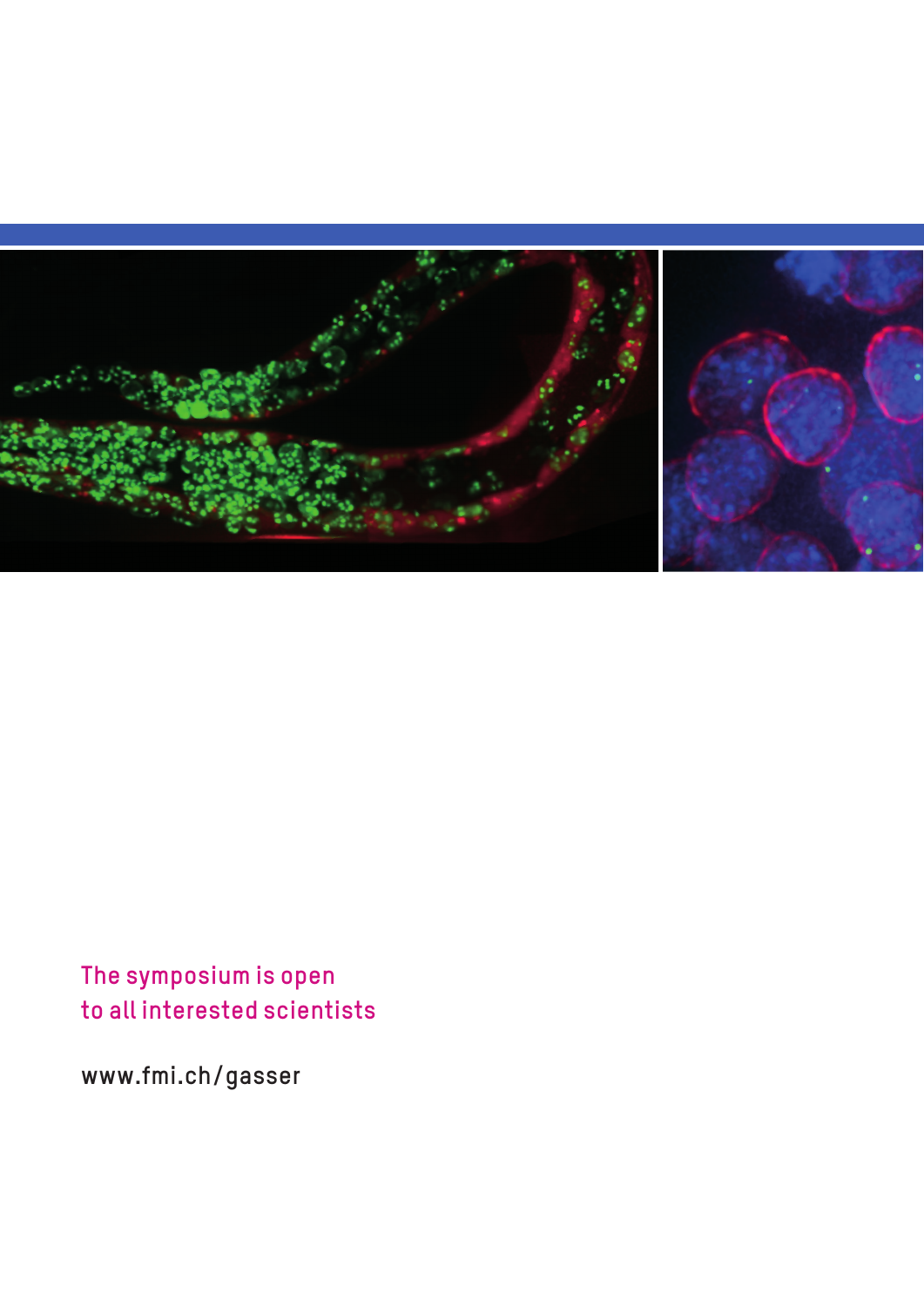The symposium is open
to all interested scientists

www.fmi.ch/gasser